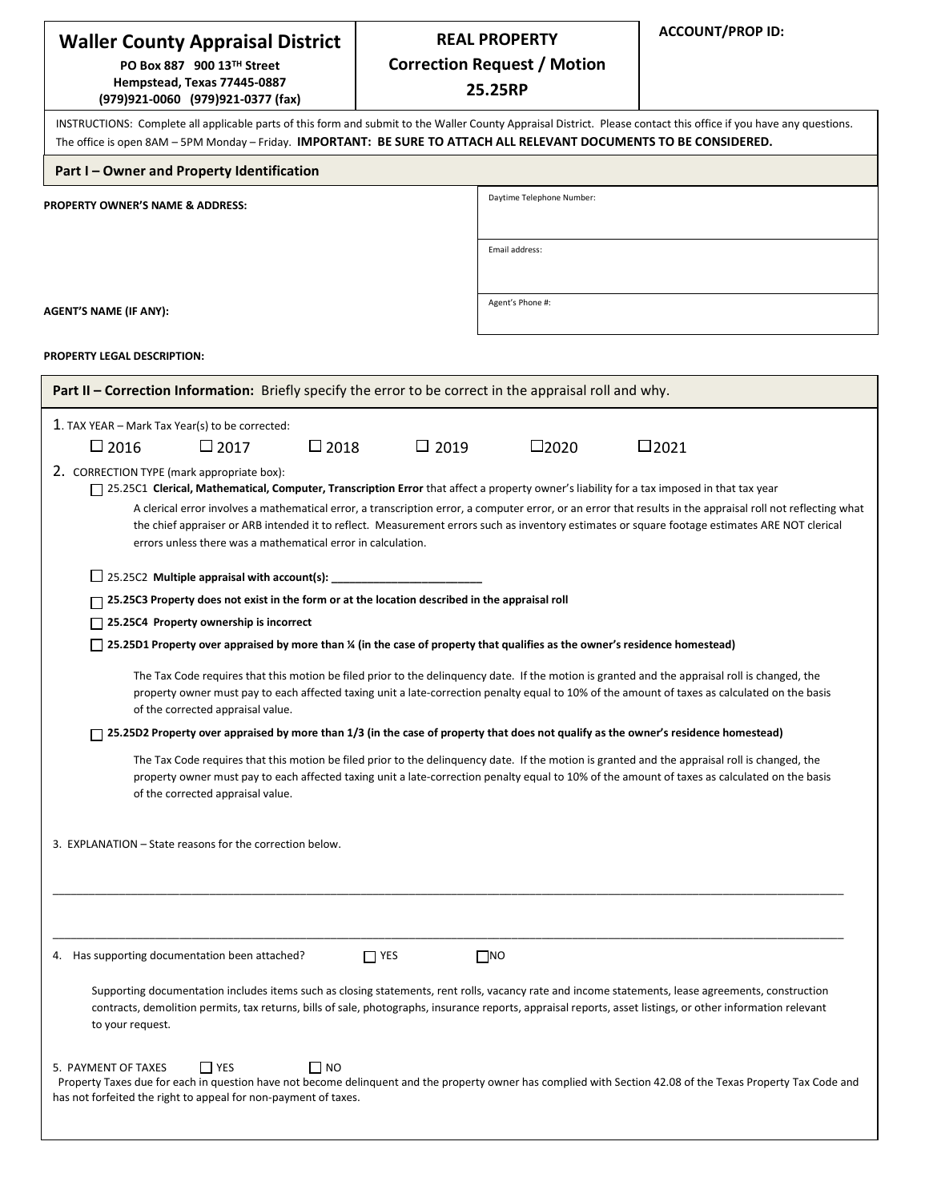# Waller County Appraisal District

**PO Box 887 900 13TH Street**
**Hempstead, Texas 77445-0887**
**(979)921-0060 (979)921-0377 (fax)**

## REAL PROPERTY
## Correction Request / Motion
## 25.25RP

**ACCOUNT/PROP ID:**

INSTRUCTIONS: Complete all applicable parts of this form and submit to the Waller County Appraisal District. Please contact this office if you have any questions. The office is open 8AM – 5PM Monday – Friday. **IMPORTANT: BE SURE TO ATTACH ALL RELEVANT DOCUMENTS TO BE CONSIDERED.**

## Part I – Owner and Property Identification

**PROPERTY OWNER'S NAME & ADDRESS:**

Daytime Telephone Number:

Email address:

**AGENT'S NAME (IF ANY):**

Agent's Phone #:

**PROPERTY LEGAL DESCRIPTION:**

## Part II – Correction Information: Briefly specify the error to be correct in the appraisal roll and why.

1. TAX YEAR – Mark Tax Year(s) to be corrected:

☐ 2016 ☐ 2017 ☐ 2018 ☐ 2019 ☐ 2020 ☐ 2021

2. CORRECTION TYPE (mark appropriate box):

☐ 25.25C1 **Clerical, Mathematical, Computer, Transcription Error** that affect a property owner's liability for a tax imposed in that tax year

A clerical error involves a mathematical error, a transcription error, a computer error, or an error that results in the appraisal roll not reflecting what the chief appraiser or ARB intended it to reflect. Measurement errors such as inventory estimates or square footage estimates ARE NOT clerical errors unless there was a mathematical error in calculation.

☐ 25.25C2 **Multiple appraisal with account(s): ________________________**

☐ **25.25C3 Property does not exist in the form or at the location described in the appraisal roll**

☐ **25.25C4 Property ownership is incorrect**

☐ **25.25D1 Property over appraised by more than ¼ (in the case of property that qualifies as the owner's residence homestead)**

The Tax Code requires that this motion be filed prior to the delinquency date. If the motion is granted and the appraisal roll is changed, the property owner must pay to each affected taxing unit a late-correction penalty equal to 10% of the amount of taxes as calculated on the basis of the corrected appraisal value.

☐ **25.25D2 Property over appraised by more than 1/3 (in the case of property that does not qualify as the owner's residence homestead)**

The Tax Code requires that this motion be filed prior to the delinquency date. If the motion is granted and the appraisal roll is changed, the property owner must pay to each affected taxing unit a late-correction penalty equal to 10% of the amount of taxes as calculated on the basis of the corrected appraisal value.

3. EXPLANATION – State reasons for the correction below.

________________________________________________________________________________________________

________________________________________________________________________________________________

4. Has supporting documentation been attached? ☐ YES ☐ NO

Supporting documentation includes items such as closing statements, rent rolls, vacancy rate and income statements, lease agreements, construction contracts, demolition permits, tax returns, bills of sale, photographs, insurance reports, appraisal reports, asset listings, or other information relevant to your request.

5. PAYMENT OF TAXES ☐ YES ☐ NO

Property Taxes due for each in question have not become delinquent and the property owner has complied with Section 42.08 of the Texas Property Tax Code and has not forfeited the right to appeal for non-payment of taxes.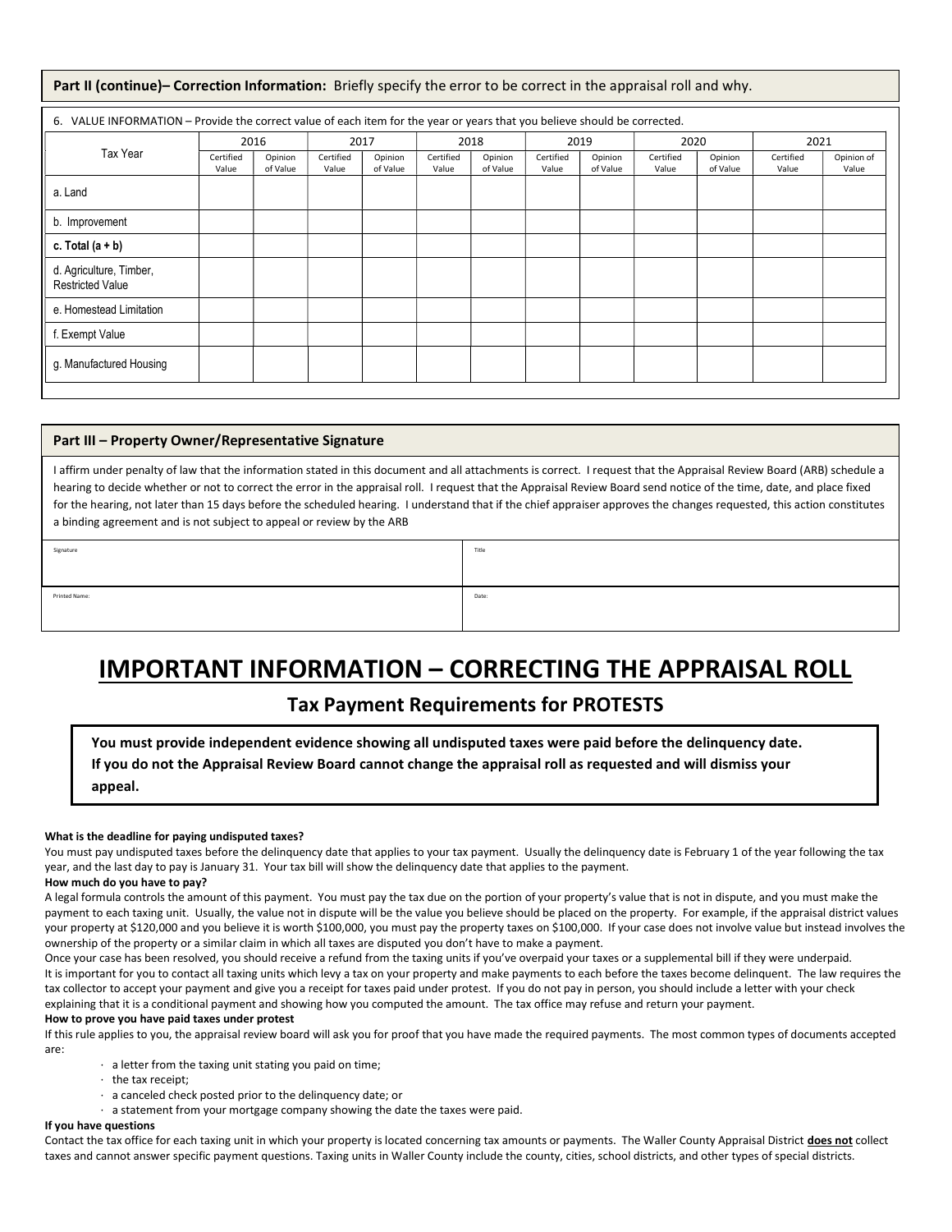**Part II (continue)– Correction Information:** Briefly specify the error to be correct in the appraisal roll and why.

6. VALUE INFORMATION – Provide the correct value of each item for the year or years that you believe should be corrected.

| Tax Year | 2016 | | 2017 | | 2018 | | 2019 | | 2020 | | 2021 | |
|---|---|---|---|---|---|---|---|---|---|---|---|---|
| | Certified Value | Opinion of Value | Certified Value | Opinion of Value | Certified Value | Opinion of Value | Certified Value | Opinion of Value | Certified Value | Opinion of Value | Certified Value | Opinion of Value |
| a. Land | | | | | | | | | | | | |
| b. Improvement | | | | | | | | | | | | |
| **c. Total (a + b)** | | | | | | | | | | | | |
| d. Agriculture, Timber, Restricted Value | | | | | | | | | | | | |
| e. Homestead Limitation | | | | | | | | | | | | |
| f. Exempt Value | | | | | | | | | | | | |
| g. Manufactured Housing | | | | | | | | | | | | |

**Part III – Property Owner/Representative Signature**

I affirm under penalty of law that the information stated in this document and all attachments is correct. I request that the Appraisal Review Board (ARB) schedule a hearing to decide whether or not to correct the error in the appraisal roll. I request that the Appraisal Review Board send notice of the time, date, and place fixed for the hearing, not later than 15 days before the scheduled hearing. I understand that if the chief appraiser approves the changes requested, this action constitutes a binding agreement and is not subject to appeal or review by the ARB

| | |
|---|---|
| Signature | Title |
| Printed Name: | Date: |

# IMPORTANT INFORMATION – CORRECTING THE APPRAISAL ROLL

## Tax Payment Requirements for PROTESTS

**You must provide independent evidence showing all undisputed taxes were paid before the delinquency date. If you do not the Appraisal Review Board cannot change the appraisal roll as requested and will dismiss your appeal.**

**What is the deadline for paying undisputed taxes?**

You must pay undisputed taxes before the delinquency date that applies to your tax payment. Usually the delinquency date is February 1 of the year following the tax year, and the last day to pay is January 31. Your tax bill will show the delinquency date that applies to the payment.

**How much do you have to pay?**

A legal formula controls the amount of this payment. You must pay the tax due on the portion of your property's value that is not in dispute, and you must make the payment to each taxing unit. Usually, the value not in dispute will be the value you believe should be placed on the property. For example, if the appraisal district values your property at $120,000 and you believe it is worth $100,000, you must pay the property taxes on $100,000. If your case does not involve value but instead involves the ownership of the property or a similar claim in which all taxes are disputed you don't have to make a payment.

Once your case has been resolved, you should receive a refund from the taxing units if you've overpaid your taxes or a supplemental bill if they were underpaid.

It is important for you to contact all taxing units which levy a tax on your property and make payments to each before the taxes become delinquent. The law requires the tax collector to accept your payment and give you a receipt for taxes paid under protest. If you do not pay in person, you should include a letter with your check explaining that it is a conditional payment and showing how you computed the amount. The tax office may refuse and return your payment.

**How to prove you have paid taxes under protest**

If this rule applies to you, the appraisal review board will ask you for proof that you have made the required payments. The most common types of documents accepted are:

- a letter from the taxing unit stating you paid on time;
- the tax receipt;
- a canceled check posted prior to the delinquency date; or
- a statement from your mortgage company showing the date the taxes were paid.

**If you have questions**

Contact the tax office for each taxing unit in which your property is located concerning tax amounts or payments. The Waller County Appraisal District **does not** collect taxes and cannot answer specific payment questions. Taxing units in Waller County include the county, cities, school districts, and other types of special districts.